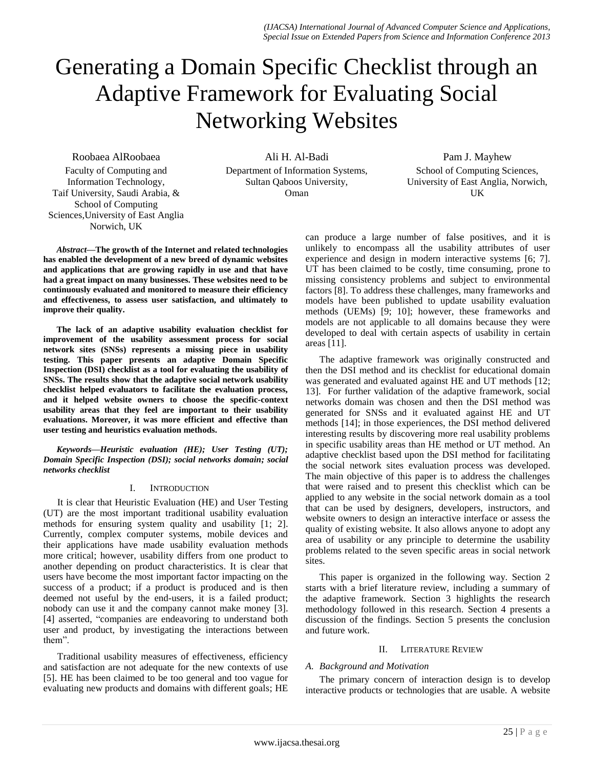# Generating a Domain Specific Checklist through an Adaptive Framework for Evaluating Social Networking Websites

Roobaea AlRoobaea
Faculty of Computing and Information Technology, Taif University, Saudi Arabia, & School of Computing Sciences,University of East Anglia Norwich, UK

Ali H. Al-Badi
Department of Information Systems, Sultan Qaboos University, Oman

Pam J. Mayhew
School of Computing Sciences, University of East Anglia, Norwich, UK

***Abstract*—The growth of the Internet and related technologies has enabled the development of a new breed of dynamic websites and applications that are growing rapidly in use and that have had a great impact on many businesses. These websites need to be continuously evaluated and monitored to measure their efficiency and effectiveness, to assess user satisfaction, and ultimately to improve their quality.**

**The lack of an adaptive usability evaluation checklist for improvement of the usability assessment process for social network sites (SNSs) represents a missing piece in usability testing. This paper presents an adaptive Domain Specific Inspection (DSI) checklist as a tool for evaluating the usability of SNSs. The results show that the adaptive social network usability checklist helped evaluators to facilitate the evaluation process, and it helped website owners to choose the specific-context usability areas that they feel are important to their usability evaluations. Moreover, it was more efficient and effective than user testing and heuristics evaluation methods.**

***Keywords*—*Heuristic evaluation (HE); User Testing (UT); Domain Specific Inspection (DSI); social networks domain; social networks checklist***

## I. Introduction

It is clear that Heuristic Evaluation (HE) and User Testing (UT) are the most important traditional usability evaluation methods for ensuring system quality and usability [1; 2]. Currently, complex computer systems, mobile devices and their applications have made usability evaluation methods more critical; however, usability differs from one product to another depending on product characteristics. It is clear that users have become the most important factor impacting on the success of a product; if a product is produced and is then deemed not useful by the end-users, it is a failed product; nobody can use it and the company cannot make money [3]. [4] asserted, "companies are endeavoring to understand both user and product, by investigating the interactions between them".

Traditional usability measures of effectiveness, efficiency and satisfaction are not adequate for the new contexts of use [5]. HE has been claimed to be too general and too vague for evaluating new products and domains with different goals; HE can produce a large number of false positives, and it is unlikely to encompass all the usability attributes of user experience and design in modern interactive systems [6; 7]. UT has been claimed to be costly, time consuming, prone to missing consistency problems and subject to environmental factors [8]. To address these challenges, many frameworks and models have been published to update usability evaluation methods (UEMs) [9; 10]; however, these frameworks and models are not applicable to all domains because they were developed to deal with certain aspects of usability in certain areas [11].

The adaptive framework was originally constructed and then the DSI method and its checklist for educational domain was generated and evaluated against HE and UT methods [12; 13]. For further validation of the adaptive framework, social networks domain was chosen and then the DSI method was generated for SNSs and it evaluated against HE and UT methods [14]; in those experiences, the DSI method delivered interesting results by discovering more real usability problems in specific usability areas than HE method or UT method. An adaptive checklist based upon the DSI method for facilitating the social network sites evaluation process was developed. The main objective of this paper is to address the challenges that were raised and to present this checklist which can be applied to any website in the social network domain as a tool that can be used by designers, developers, instructors, and website owners to design an interactive interface or assess the quality of existing website. It also allows anyone to adopt any area of usability or any principle to determine the usability problems related to the seven specific areas in social network sites.

This paper is organized in the following way. Section 2 starts with a brief literature review, including a summary of the adaptive framework. Section 3 highlights the research methodology followed in this research. Section 4 presents a discussion of the findings. Section 5 presents the conclusion and future work.

## II. Literature Review

### A. Background and Motivation

The primary concern of interaction design is to develop interactive products or technologies that are usable. A website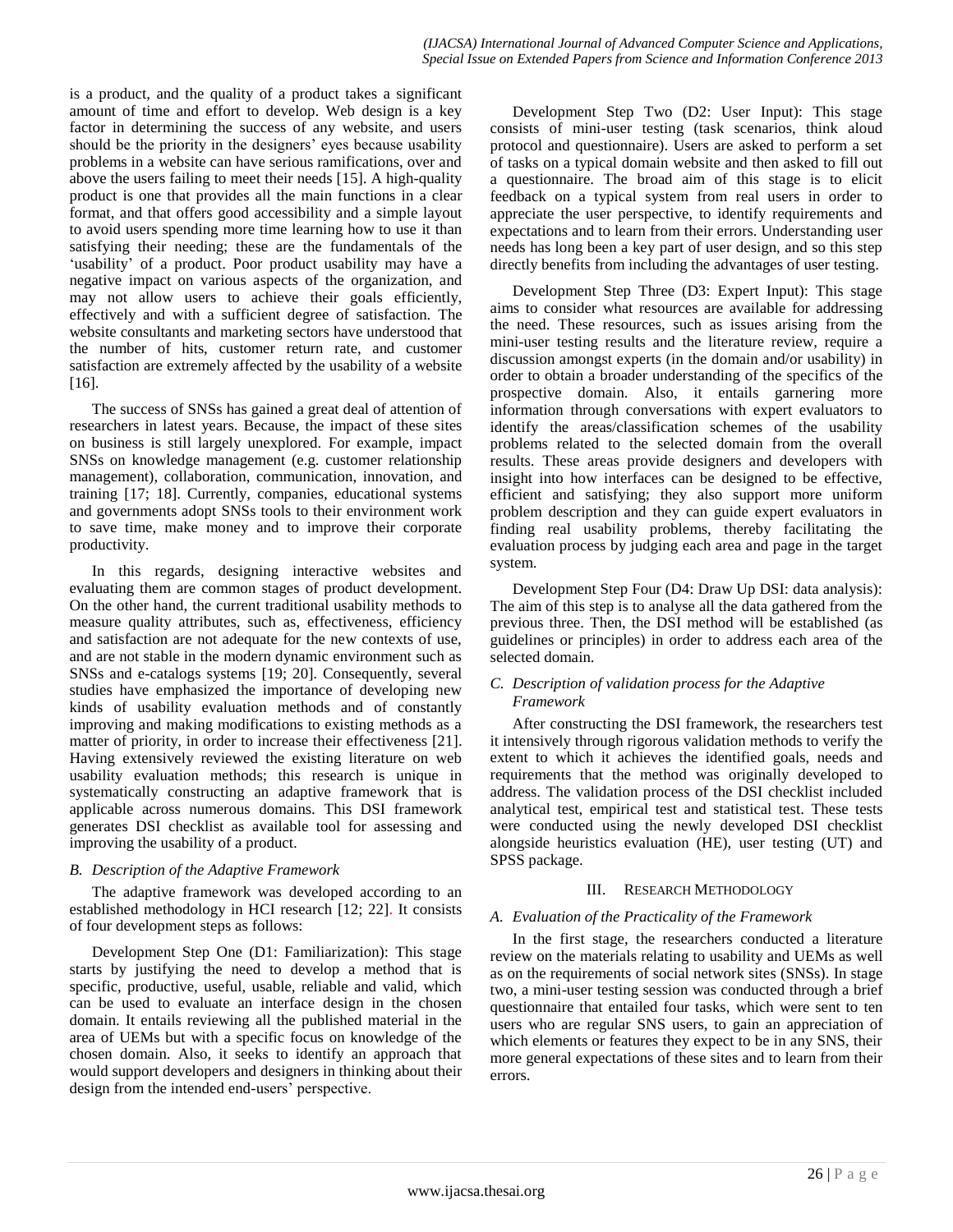is a product, and the quality of a product takes a significant amount of time and effort to develop. Web design is a key factor in determining the success of any website, and users should be the priority in the designers' eyes because usability problems in a website can have serious ramifications, over and above the users failing to meet their needs [15]. A high-quality product is one that provides all the main functions in a clear format, and that offers good accessibility and a simple layout to avoid users spending more time learning how to use it than satisfying their needing; these are the fundamentals of the 'usability' of a product. Poor product usability may have a negative impact on various aspects of the organization, and may not allow users to achieve their goals efficiently, effectively and with a sufficient degree of satisfaction. The website consultants and marketing sectors have understood that the number of hits, customer return rate, and customer satisfaction are extremely affected by the usability of a website [16].

The success of SNSs has gained a great deal of attention of researchers in latest years. Because, the impact of these sites on business is still largely unexplored. For example, impact SNSs on knowledge management (e.g. customer relationship management), collaboration, communication, innovation, and training [17; 18]. Currently, companies, educational systems and governments adopt SNSs tools to their environment work to save time, make money and to improve their corporate productivity.

In this regards, designing interactive websites and evaluating them are common stages of product development. On the other hand, the current traditional usability methods to measure quality attributes, such as, effectiveness, efficiency and satisfaction are not adequate for the new contexts of use, and are not stable in the modern dynamic environment such as SNSs and e-catalogs systems [19; 20]. Consequently, several studies have emphasized the importance of developing new kinds of usability evaluation methods and of constantly improving and making modifications to existing methods as a matter of priority, in order to increase their effectiveness [21]. Having extensively reviewed the existing literature on web usability evaluation methods; this research is unique in systematically constructing an adaptive framework that is applicable across numerous domains. This DSI framework generates DSI checklist as available tool for assessing and improving the usability of a product.

### *B. Description of the Adaptive Framework*

The adaptive framework was developed according to an established methodology in HCI research [12; 22]. It consists of four development steps as follows:

Development Step One (D1: Familiarization): This stage starts by justifying the need to develop a method that is specific, productive, useful, usable, reliable and valid, which can be used to evaluate an interface design in the chosen domain. It entails reviewing all the published material in the area of UEMs but with a specific focus on knowledge of the chosen domain. Also, it seeks to identify an approach that would support developers and designers in thinking about their design from the intended end-users' perspective.

Development Step Two (D2: User Input): This stage consists of mini-user testing (task scenarios, think aloud protocol and questionnaire). Users are asked to perform a set of tasks on a typical domain website and then asked to fill out a questionnaire. The broad aim of this stage is to elicit feedback on a typical system from real users in order to appreciate the user perspective, to identify requirements and expectations and to learn from their errors. Understanding user needs has long been a key part of user design, and so this step directly benefits from including the advantages of user testing.

Development Step Three (D3: Expert Input): This stage aims to consider what resources are available for addressing the need. These resources, such as issues arising from the mini-user testing results and the literature review, require a discussion amongst experts (in the domain and/or usability) in order to obtain a broader understanding of the specifics of the prospective domain. Also, it entails garnering more information through conversations with expert evaluators to identify the areas/classification schemes of the usability problems related to the selected domain from the overall results. These areas provide designers and developers with insight into how interfaces can be designed to be effective, efficient and satisfying; they also support more uniform problem description and they can guide expert evaluators in finding real usability problems, thereby facilitating the evaluation process by judging each area and page in the target system.

Development Step Four (D4: Draw Up DSI: data analysis): The aim of this step is to analyse all the data gathered from the previous three. Then, the DSI method will be established (as guidelines or principles) in order to address each area of the selected domain.

### *C. Description of validation process for the Adaptive Framework*

After constructing the DSI framework, the researchers test it intensively through rigorous validation methods to verify the extent to which it achieves the identified goals, needs and requirements that the method was originally developed to address. The validation process of the DSI checklist included analytical test, empirical test and statistical test. These tests were conducted using the newly developed DSI checklist alongside heuristics evaluation (HE), user testing (UT) and SPSS package.

## III. Research Methodology

### *A. Evaluation of the Practicality of the Framework*

In the first stage, the researchers conducted a literature review on the materials relating to usability and UEMs as well as on the requirements of social network sites (SNSs). In stage two, a mini-user testing session was conducted through a brief questionnaire that entailed four tasks, which were sent to ten users who are regular SNS users, to gain an appreciation of which elements or features they expect to be in any SNS, their more general expectations of these sites and to learn from their errors.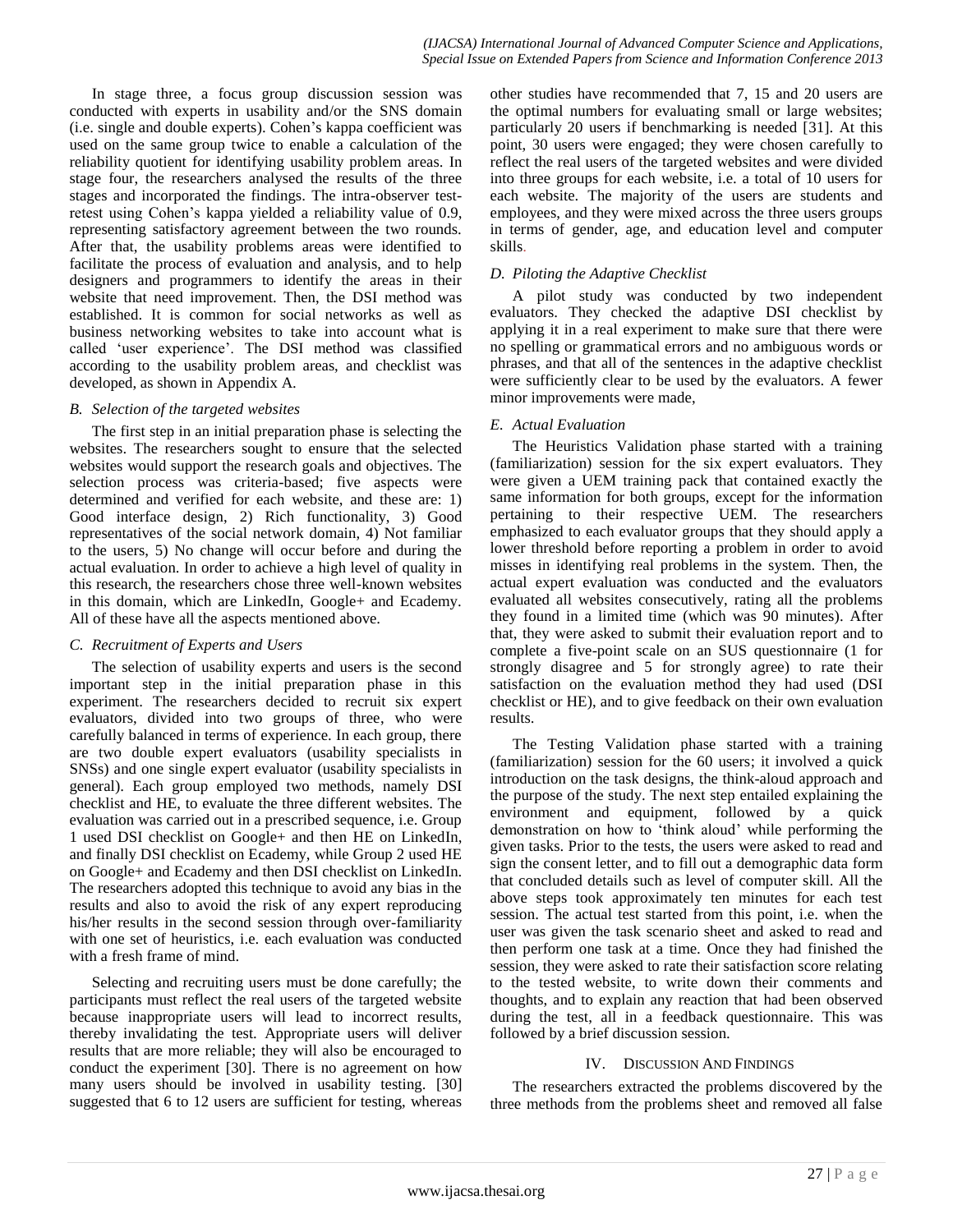In stage three, a focus group discussion session was conducted with experts in usability and/or the SNS domain (i.e. single and double experts). Cohen's kappa coefficient was used on the same group twice to enable a calculation of the reliability quotient for identifying usability problem areas. In stage four, the researchers analysed the results of the three stages and incorporated the findings. The intra-observer test-retest using Cohen's kappa yielded a reliability value of 0.9, representing satisfactory agreement between the two rounds. After that, the usability problems areas were identified to facilitate the process of evaluation and analysis, and to help designers and programmers to identify the areas in their website that need improvement. Then, the DSI method was established. It is common for social networks as well as business networking websites to take into account what is called 'user experience'. The DSI method was classified according to the usability problem areas, and checklist was developed, as shown in Appendix A.

### *B. Selection of the targeted websites*

The first step in an initial preparation phase is selecting the websites. The researchers sought to ensure that the selected websites would support the research goals and objectives. The selection process was criteria-based; five aspects were determined and verified for each website, and these are: 1) Good interface design, 2) Rich functionality, 3) Good representatives of the social network domain, 4) Not familiar to the users, 5) No change will occur before and during the actual evaluation. In order to achieve a high level of quality in this research, the researchers chose three well-known websites in this domain, which are LinkedIn, Google+ and Ecademy. All of these have all the aspects mentioned above.

### *C. Recruitment of Experts and Users*

The selection of usability experts and users is the second important step in the initial preparation phase in this experiment. The researchers decided to recruit six expert evaluators, divided into two groups of three, who were carefully balanced in terms of experience. In each group, there are two double expert evaluators (usability specialists in SNSs) and one single expert evaluator (usability specialists in general). Each group employed two methods, namely DSI checklist and HE, to evaluate the three different websites. The evaluation was carried out in a prescribed sequence, i.e. Group 1 used DSI checklist on Google+ and then HE on LinkedIn, and finally DSI checklist on Ecademy, while Group 2 used HE on Google+ and Ecademy and then DSI checklist on LinkedIn. The researchers adopted this technique to avoid any bias in the results and also to avoid the risk of any expert reproducing his/her results in the second session through over-familiarity with one set of heuristics, i.e. each evaluation was conducted with a fresh frame of mind.

Selecting and recruiting users must be done carefully; the participants must reflect the real users of the targeted website because inappropriate users will lead to incorrect results, thereby invalidating the test. Appropriate users will deliver results that are more reliable; they will also be encouraged to conduct the experiment [30]. There is no agreement on how many users should be involved in usability testing. [30] suggested that 6 to 12 users are sufficient for testing, whereas other studies have recommended that 7, 15 and 20 users are the optimal numbers for evaluating small or large websites; particularly 20 users if benchmarking is needed [31]. At this point, 30 users were engaged; they were chosen carefully to reflect the real users of the targeted websites and were divided into three groups for each website, i.e. a total of 10 users for each website. The majority of the users are students and employees, and they were mixed across the three users groups in terms of gender, age, and education level and computer skills.

### *D. Piloting the Adaptive Checklist*

A pilot study was conducted by two independent evaluators. They checked the adaptive DSI checklist by applying it in a real experiment to make sure that there were no spelling or grammatical errors and no ambiguous words or phrases, and that all of the sentences in the adaptive checklist were sufficiently clear to be used by the evaluators. A fewer minor improvements were made,

### *E. Actual Evaluation*

The Heuristics Validation phase started with a training (familiarization) session for the six expert evaluators. They were given a UEM training pack that contained exactly the same information for both groups, except for the information pertaining to their respective UEM. The researchers emphasized to each evaluator groups that they should apply a lower threshold before reporting a problem in order to avoid misses in identifying real problems in the system. Then, the actual expert evaluation was conducted and the evaluators evaluated all websites consecutively, rating all the problems they found in a limited time (which was 90 minutes). After that, they were asked to submit their evaluation report and to complete a five-point scale on an SUS questionnaire (1 for strongly disagree and 5 for strongly agree) to rate their satisfaction on the evaluation method they had used (DSI checklist or HE), and to give feedback on their own evaluation results.

The Testing Validation phase started with a training (familiarization) session for the 60 users; it involved a quick introduction on the task designs, the think-aloud approach and the purpose of the study. The next step entailed explaining the environment and equipment, followed by a quick demonstration on how to 'think aloud' while performing the given tasks. Prior to the tests, the users were asked to read and sign the consent letter, and to fill out a demographic data form that concluded details such as level of computer skill. All the above steps took approximately ten minutes for each test session. The actual test started from this point, i.e. when the user was given the task scenario sheet and asked to read and then perform one task at a time. Once they had finished the session, they were asked to rate their satisfaction score relating to the tested website, to write down their comments and thoughts, and to explain any reaction that had been observed during the test, all in a feedback questionnaire. This was followed by a brief discussion session.

## IV. Discussion And Findings

The researchers extracted the problems discovered by the three methods from the problems sheet and removed all false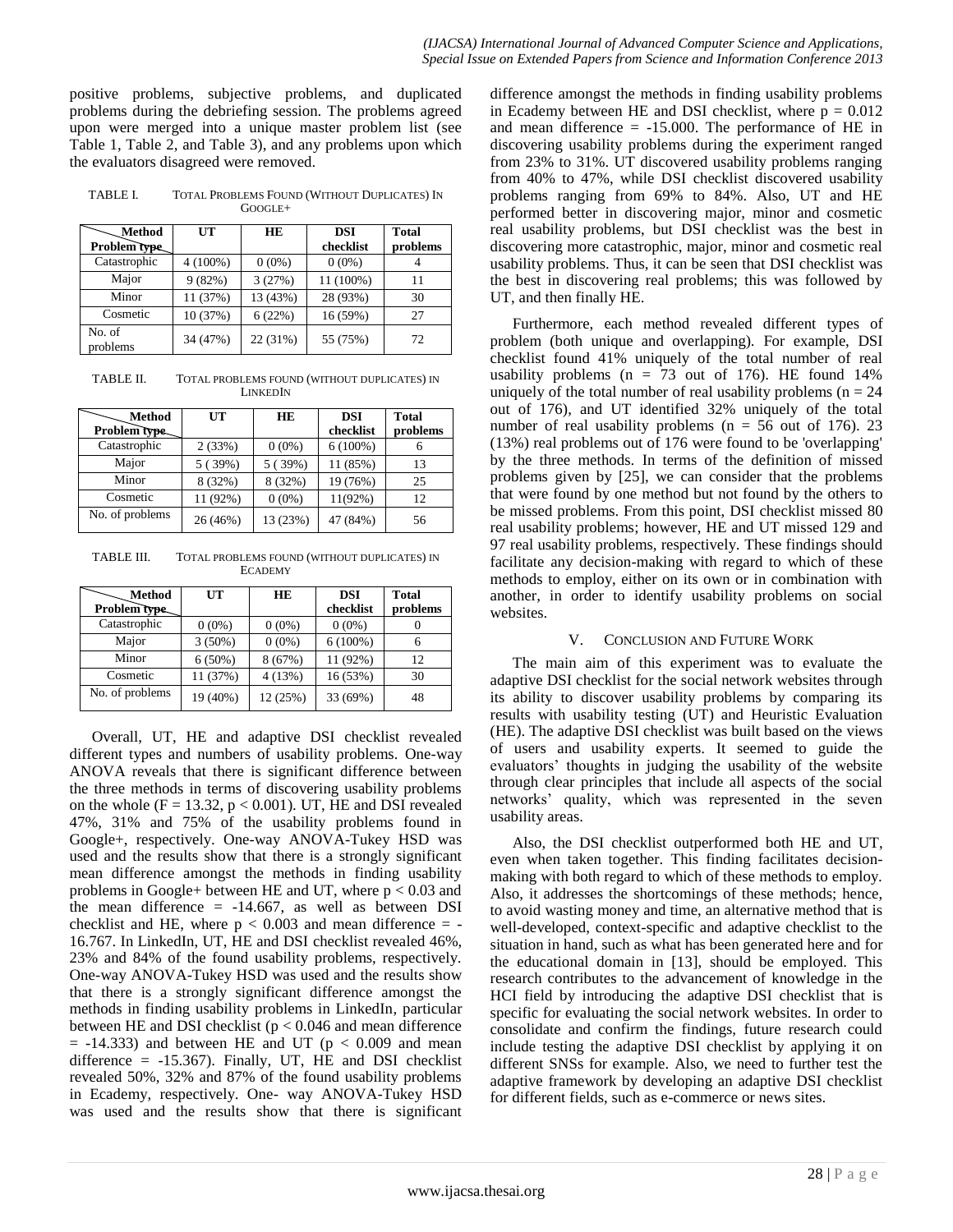positive problems, subjective problems, and duplicated problems during the debriefing session. The problems agreed upon were merged into a unique master problem list (see Table 1, Table 2, and Table 3), and any problems upon which the evaluators disagreed were removed.

TABLE I. TOTAL PROBLEMS FOUND (WITHOUT DUPLICATES) IN GOOGLE+

| Method / Problem type | UT | HE | DSI checklist | Total problems |
|---|---|---|---|---|
| Catastrophic | 4 (100%) | 0 (0%) | 0 (0%) | 4 |
| Major | 9 (82%) | 3 (27%) | 11 (100%) | 11 |
| Minor | 11 (37%) | 13 (43%) | 28 (93%) | 30 |
| Cosmetic | 10 (37%) | 6 (22%) | 16 (59%) | 27 |
| No. of problems | 34 (47%) | 22 (31%) | 55 (75%) | 72 |

TABLE II. TOTAL PROBLEMS FOUND (WITHOUT DUPLICATES) IN LINKEDIN

| Method / Problem type | UT | HE | DSI checklist | Total problems |
|---|---|---|---|---|
| Catastrophic | 2 (33%) | 0 (0%) | 6 (100%) | 6 |
| Major | 5 ( 39%) | 5 ( 39%) | 11 (85%) | 13 |
| Minor | 8 (32%) | 8 (32%) | 19 (76%) | 25 |
| Cosmetic | 11 (92%) | 0 (0%) | 11(92%) | 12 |
| No. of problems | 26 (46%) | 13 (23%) | 47 (84%) | 56 |

TABLE III. TOTAL PROBLEMS FOUND (WITHOUT DUPLICATES) IN ECADEMY

| Method / Problem type | UT | HE | DSI checklist | Total problems |
|---|---|---|---|---|
| Catastrophic | 0 (0%) | 0 (0%) | 0 (0%) | 0 |
| Major | 3 (50%) | 0 (0%) | 6 (100%) | 6 |
| Minor | 6 (50%) | 8 (67%) | 11 (92%) | 12 |
| Cosmetic | 11 (37%) | 4 (13%) | 16 (53%) | 30 |
| No. of problems | 19 (40%) | 12 (25%) | 33 (69%) | 48 |

Overall, UT, HE and adaptive DSI checklist revealed different types and numbers of usability problems. One-way ANOVA reveals that there is significant difference between the three methods in terms of discovering usability problems on the whole ($F = 13.32$, $p < 0.001$). UT, HE and DSI revealed 47%, 31% and 75% of the usability problems found in Google+, respectively. One-way ANOVA-Tukey HSD was used and the results show that there is a strongly significant mean difference amongst the methods in finding usability problems in Google+ between HE and UT, where $p < 0.03$ and the mean difference = -14.667, as well as between DSI checklist and HE, where $p < 0.003$ and mean difference = -16.767. In LinkedIn, UT, HE and DSI checklist revealed 46%, 23% and 84% of the found usability problems, respectively. One-way ANOVA-Tukey HSD was used and the results show that there is a strongly significant difference amongst the methods in finding usability problems in LinkedIn, particular between HE and DSI checklist ($p < 0.046$ and mean difference = -14.333) and between HE and UT ($p < 0.009$ and mean difference = -15.367). Finally, UT, HE and DSI checklist revealed 50%, 32% and 87% of the found usability problems in Ecademy, respectively. One- way ANOVA-Tukey HSD was used and the results show that there is significant difference amongst the methods in finding usability problems in Ecademy between HE and DSI checklist, where $p = 0.012$ and mean difference = -15.000. The performance of HE in discovering usability problems during the experiment ranged from 23% to 31%. UT discovered usability problems ranging from 40% to 47%, while DSI checklist discovered usability problems ranging from 69% to 84%. Also, UT and HE performed better in discovering major, minor and cosmetic real usability problems, but DSI checklist was the best in discovering more catastrophic, major, minor and cosmetic real usability problems. Thus, it can be seen that DSI checklist was the best in discovering real problems; this was followed by UT, and then finally HE.

Furthermore, each method revealed different types of problem (both unique and overlapping). For example, DSI checklist found 41% uniquely of the total number of real usability problems ($n = 73$ out of 176). HE found 14% uniquely of the total number of real usability problems ($n = 24$ out of 176), and UT identified 32% uniquely of the total number of real usability problems ($n = 56$ out of 176). 23 (13%) real problems out of 176 were found to be 'overlapping' by the three methods. In terms of the definition of missed problems given by [25], we can consider that the problems that were found by one method but not found by the others to be missed problems. From this point, DSI checklist missed 80 real usability problems; however, HE and UT missed 129 and 97 real usability problems, respectively. These findings should facilitate any decision-making with regard to which of these methods to employ, either on its own or in combination with another, in order to identify usability problems on social websites.

## V. CONCLUSION AND FUTURE WORK

The main aim of this experiment was to evaluate the adaptive DSI checklist for the social network websites through its ability to discover usability problems by comparing its results with usability testing (UT) and Heuristic Evaluation (HE). The adaptive DSI checklist was built based on the views of users and usability experts. It seemed to guide the evaluators' thoughts in judging the usability of the website through clear principles that include all aspects of the social networks' quality, which was represented in the seven usability areas.

Also, the DSI checklist outperformed both HE and UT, even when taken together. This finding facilitates decision-making with both regard to which of these methods to employ. Also, it addresses the shortcomings of these methods; hence, to avoid wasting money and time, an alternative method that is well-developed, context-specific and adaptive checklist to the situation in hand, such as what has been generated here and for the educational domain in [13], should be employed. This research contributes to the advancement of knowledge in the HCI field by introducing the adaptive DSI checklist that is specific for evaluating the social network websites. In order to consolidate and confirm the findings, future research could include testing the adaptive DSI checklist by applying it on different SNSs for example. Also, we need to further test the adaptive framework by developing an adaptive DSI checklist for different fields, such as e-commerce or news sites.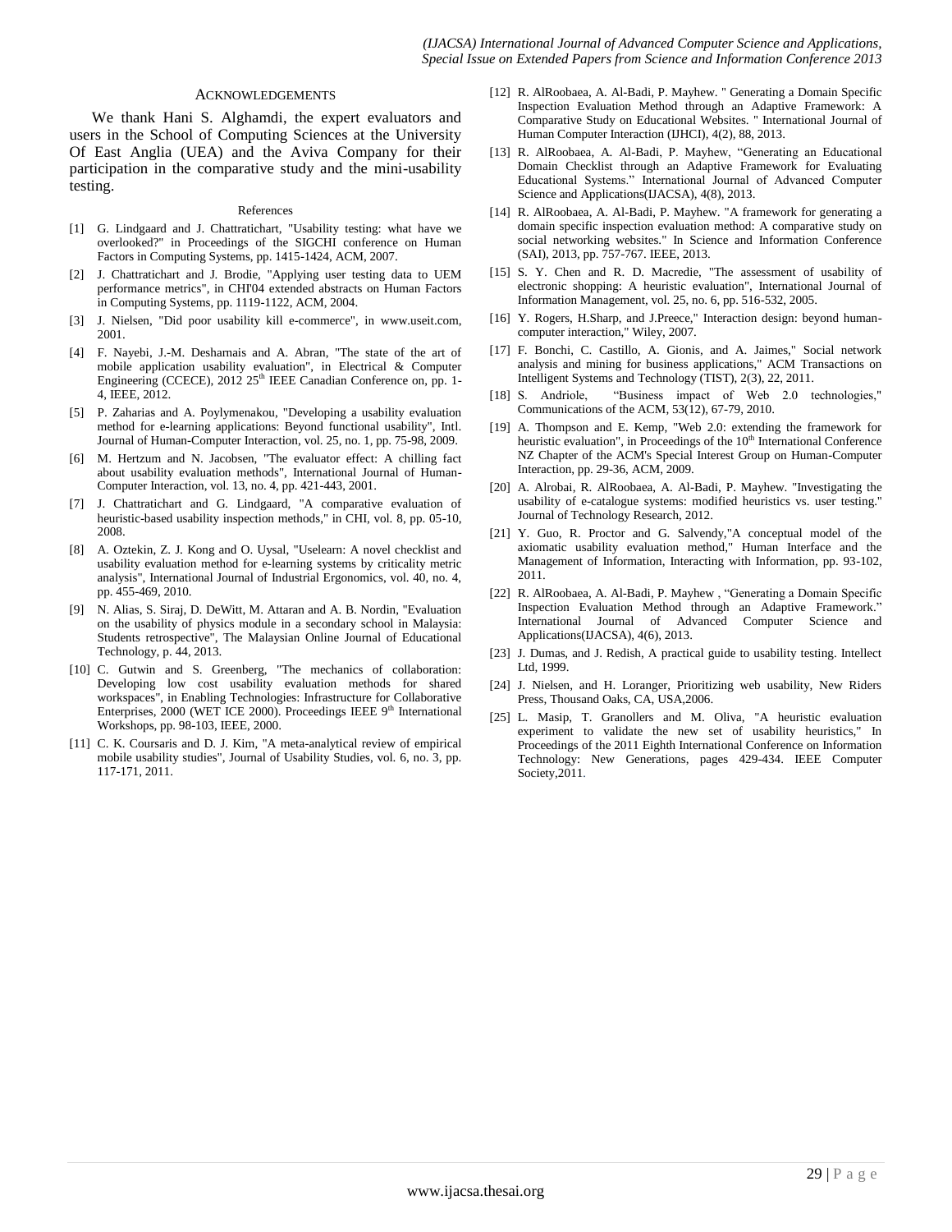## Acknowledgements

We thank Hani S. Alghamdi, the expert evaluators and users in the School of Computing Sciences at the University Of East Anglia (UEA) and the Aviva Company for their participation in the comparative study and the mini-usability testing.

## References

[1] G. Lindgaard and J. Chattratichart, "Usability testing: what have we overlooked?" in Proceedings of the SIGCHI conference on Human Factors in Computing Systems, pp. 1415-1424, ACM, 2007.

[2] J. Chattratichart and J. Brodie, "Applying user testing data to UEM performance metrics", in CHI'04 extended abstracts on Human Factors in Computing Systems, pp. 1119-1122, ACM, 2004.

[3] J. Nielsen, "Did poor usability kill e-commerce", in www.useit.com, 2001.

[4] F. Nayebi, J.-M. Desharnais and A. Abran, "The state of the art of mobile application usability evaluation", in Electrical & Computer Engineering (CCECE), 2012 25th IEEE Canadian Conference on, pp. 1-4, IEEE, 2012.

[5] P. Zaharias and A. Poylymenakou, "Developing a usability evaluation method for e-learning applications: Beyond functional usability", Intl. Journal of Human-Computer Interaction, vol. 25, no. 1, pp. 75-98, 2009.

[6] M. Hertzum and N. Jacobsen, "The evaluator effect: A chilling fact about usability evaluation methods", International Journal of Human-Computer Interaction, vol. 13, no. 4, pp. 421-443, 2001.

[7] J. Chattratichart and G. Lindgaard, "A comparative evaluation of heuristic-based usability inspection methods," in CHI, vol. 8, pp. 05-10, 2008.

[8] A. Oztekin, Z. J. Kong and O. Uysal, "Uselearn: A novel checklist and usability evaluation method for e-learning systems by criticality metric analysis", International Journal of Industrial Ergonomics, vol. 40, no. 4, pp. 455-469, 2010.

[9] N. Alias, S. Siraj, D. DeWitt, M. Attaran and A. B. Nordin, "Evaluation on the usability of physics module in a secondary school in Malaysia: Students retrospective", The Malaysian Online Journal of Educational Technology, p. 44, 2013.

[10] C. Gutwin and S. Greenberg, "The mechanics of collaboration: Developing low cost usability evaluation methods for shared workspaces", in Enabling Technologies: Infrastructure for Collaborative Enterprises, 2000 (WET ICE 2000). Proceedings IEEE 9th International Workshops, pp. 98-103, IEEE, 2000.

[11] C. K. Coursaris and D. J. Kim, "A meta-analytical review of empirical mobile usability studies", Journal of Usability Studies, vol. 6, no. 3, pp. 117-171, 2011.

[12] R. AlRoobaea, A. Al-Badi, P. Mayhew. " Generating a Domain Specific Inspection Evaluation Method through an Adaptive Framework: A Comparative Study on Educational Websites. " International Journal of Human Computer Interaction (IJHCI), 4(2), 88, 2013.

[13] R. AlRoobaea, A. Al-Badi, P. Mayhew, "Generating an Educational Domain Checklist through an Adaptive Framework for Evaluating Educational Systems." International Journal of Advanced Computer Science and Applications(IJACSA), 4(8), 2013.

[14] R. AlRoobaea, A. Al-Badi, P. Mayhew. "A framework for generating a domain specific inspection evaluation method: A comparative study on social networking websites." In Science and Information Conference (SAI), 2013, pp. 757-767. IEEE, 2013.

[15] S. Y. Chen and R. D. Macredie, "The assessment of usability of electronic shopping: A heuristic evaluation", International Journal of Information Management, vol. 25, no. 6, pp. 516-532, 2005.

[16] Y. Rogers, H.Sharp, and J.Preece," Interaction design: beyond human-computer interaction," Wiley, 2007.

[17] F. Bonchi, C. Castillo, A. Gionis, and A. Jaimes," Social network analysis and mining for business applications," ACM Transactions on Intelligent Systems and Technology (TIST), 2(3), 22, 2011.

[18] S. Andriole, "Business impact of Web 2.0 technologies," Communications of the ACM, 53(12), 67-79, 2010.

[19] A. Thompson and E. Kemp, "Web 2.0: extending the framework for heuristic evaluation", in Proceedings of the 10th International Conference NZ Chapter of the ACM's Special Interest Group on Human-Computer Interaction, pp. 29-36, ACM, 2009.

[20] A. Alrobai, R. AlRoobaea, A. Al-Badi, P. Mayhew. "Investigating the usability of e-catalogue systems: modified heuristics vs. user testing." Journal of Technology Research, 2012.

[21] Y. Guo, R. Proctor and G. Salvendy,"A conceptual model of the axiomatic usability evaluation method," Human Interface and the Management of Information, Interacting with Information, pp. 93-102, 2011.

[22] R. AlRoobaea, A. Al-Badi, P. Mayhew , "Generating a Domain Specific Inspection Evaluation Method through an Adaptive Framework." International Journal of Advanced Computer Science and Applications(IJACSA), 4(6), 2013.

[23] J. Dumas, and J. Redish, A practical guide to usability testing. Intellect Ltd, 1999.

[24] J. Nielsen, and H. Loranger, Prioritizing web usability, New Riders Press, Thousand Oaks, CA, USA,2006.

[25] L. Masip, T. Granollers and M. Oliva, "A heuristic evaluation experiment to validate the new set of usability heuristics," In Proceedings of the 2011 Eighth International Conference on Information Technology: New Generations, pages 429-434. IEEE Computer Society,2011.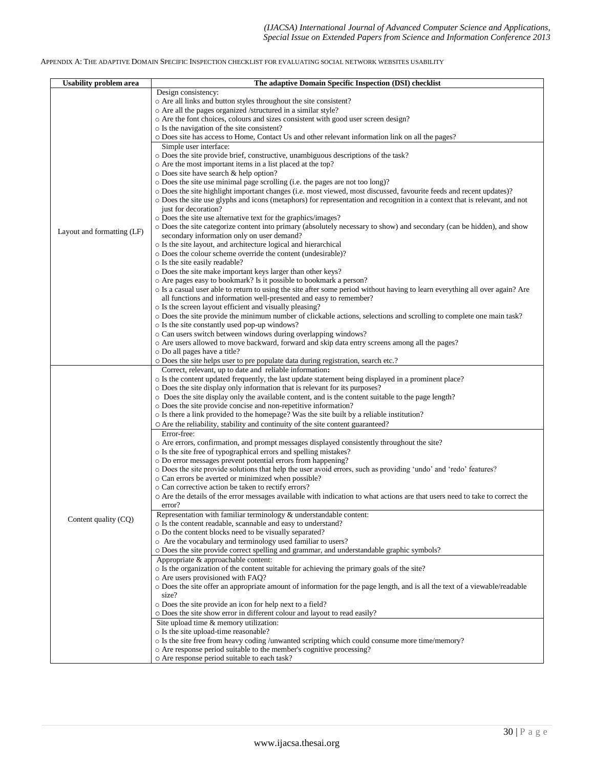APPENDIX A: THE ADAPTIVE DOMAIN SPECIFIC INSPECTION CHECKLIST FOR EVALUATING SOCIAL NETWORK WEBSITES USABILITY

| Usability problem area | The adaptive Domain Specific Inspection (DSI) checklist |
|---|---|
| Layout and formatting (LF) | Design consistency:<br>○ Are all links and button styles throughout the site consistent?<br>○ Are all the pages organized /structured in a similar style?<br>○ Are the font choices, colours and sizes consistent with good user screen design?<br>○ Is the navigation of the site consistent?<br>○ Does site has access to Home, Contact Us and other relevant information link on all the pages? |
| | Simple user interface:<br>○ Does the site provide brief, constructive, unambiguous descriptions of the task?<br>○ Are the most important items in a list placed at the top?<br>○ Does site have search & help option?<br>○ Does the site use minimal page scrolling (i.e. the pages are not too long)?<br>○ Does the site highlight important changes (i.e. most viewed, most discussed, favourite feeds and recent updates)?<br>○ Does the site use glyphs and icons (metaphors) for representation and recognition in a context that is relevant, and not just for decoration?<br>○ Does the site use alternative text for the graphics/images?<br>○ Does the site categorize content into primary (absolutely necessary to show) and secondary (can be hidden), and show secondary information only on user demand?<br>○ Is the site layout, and architecture logical and hierarchical<br>○ Does the colour scheme override the content (undesirable)?<br>○ Is the site easily readable?<br>○ Does the site make important keys larger than other keys?<br>○ Are pages easy to bookmark? Is it possible to bookmark a person?<br>○ Is a casual user able to return to using the site after some period without having to learn everything all over again? Are all functions and information well-presented and easy to remember?<br>○ Is the screen layout efficient and visually pleasing?<br>○ Does the site provide the minimum number of clickable actions, selections and scrolling to complete one main task?<br>○ Is the site constantly used pop-up windows?<br>○ Can users switch between windows during overlapping windows?<br>○ Are users allowed to move backward, forward and skip data entry screens among all the pages?<br>○ Do all pages have a title?<br>○ Does the site helps user to pre populate data during registration, search etc.? |
| Content quality (CQ) | Correct, relevant, up to date and reliable information:<br>○ Is the content updated frequently, the last update statement being displayed in a prominent place?<br>○ Does the site display only information that is relevant for its purposes?<br>○ Does the site display only the available content, and is the content suitable to the page length?<br>○ Does the site provide concise and non-repetitive information?<br>○ Is there a link provided to the homepage? Was the site built by a reliable institution?<br>○ Are the reliability, stability and continuity of the site content guaranteed? |
| | Error-free:<br>○ Are errors, confirmation, and prompt messages displayed consistently throughout the site?<br>○ Is the site free of typographical errors and spelling mistakes?<br>○ Do error messages prevent potential errors from happening?<br>○ Does the site provide solutions that help the user avoid errors, such as providing 'undo' and 'redo' features?<br>○ Can errors be averted or minimized when possible?<br>○ Can corrective action be taken to rectify errors?<br>○ Are the details of the error messages available with indication to what actions are that users need to take to correct the error? |
| | Representation with familiar terminology & understandable content:<br>○ Is the content readable, scannable and easy to understand?<br>○ Do the content blocks need to be visually separated?<br>○ Are the vocabulary and terminology used familiar to users?<br>○ Does the site provide correct spelling and grammar, and understandable graphic symbols? |
| | Appropriate & approachable content:<br>○ Is the organization of the content suitable for achieving the primary goals of the site?<br>○ Are users provisioned with FAQ?<br>○ Does the site offer an appropriate amount of information for the page length, and is all the text of a viewable/readable size?<br>○ Does the site provide an icon for help next to a field?<br>○ Does the site show error in different colour and layout to read easily? |
| | Site upload time & memory utilization:<br>○ Is the site upload-time reasonable?<br>○ Is the site free from heavy coding /unwanted scripting which could consume more time/memory?<br>○ Are response period suitable to the member's cognitive processing?<br>○ Are response period suitable to each task? |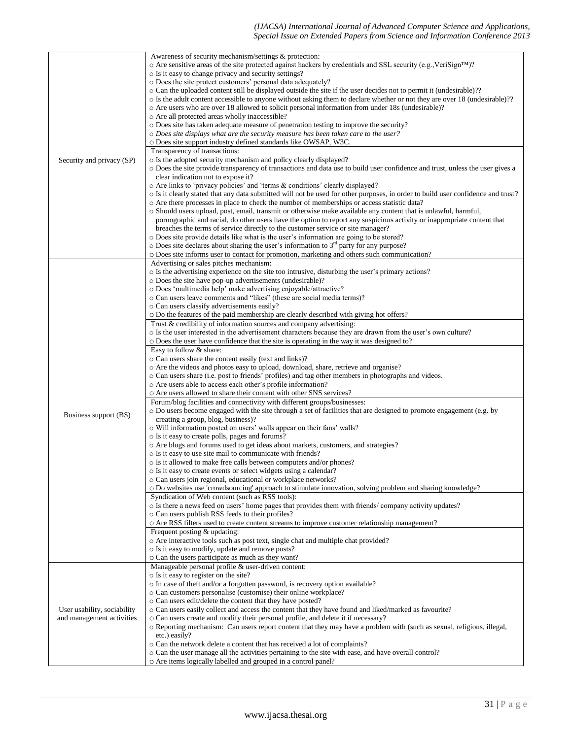| | |
|---|---|
| Security and privacy (SP) | Awareness of security mechanism/settings & protection:<br>○ Are sensitive areas of the site protected against hackers by credentials and SSL security (e.g.,VeriSign™)?<br>○ Is it easy to change privacy and security settings?<br>○ Does the site protect customers' personal data adequately?<br>○ Can the uploaded content still be displayed outside the site if the user decides not to permit it (undesirable)??<br>○ Is the adult content accessible to anyone without asking them to declare whether or not they are over 18 (undesirable)??<br>○ Are users who are over 18 allowed to solicit personal information from under 18s (undesirable)?<br>○ Are all protected areas wholly inaccessible?<br>○ Does site has taken adequate measure of penetration testing to improve the security?<br>○ *Does site displays what are the security measure has been taken care to the user?*<br>○ Does site support industry defined standards like OWSAP, W3C. |
| | Transparency of transactions:<br>○ Is the adopted security mechanism and policy clearly displayed?<br>○ Does the site provide transparency of transactions and data use to build user confidence and trust, unless the user gives a clear indication not to expose it?<br>○ Are links to 'privacy policies' and 'terms & conditions' clearly displayed?<br>○ Is it clearly stated that any data submitted will not be used for other purposes, in order to build user confidence and trust?<br>○ Are there processes in place to check the number of memberships or access statistic data?<br>○ Should users upload, post, email, transmit or otherwise make available any content that is unlawful, harmful, pornographic and racial, do other users have the option to report any suspicious activity or inappropriate content that breaches the terms of service directly to the customer service or site manager?<br>○ Does site provide details like what is the user's information are going to be stored?<br>○ Does site declares about sharing the user's information to 3rd party for any purpose?<br>○ Does site informs user to contact for promotion, marketing and others such communication? |
| Business support (BS) | Advertising or sales pitches mechanism:<br>○ Is the advertising experience on the site too intrusive, disturbing the user's primary actions?<br>○ Does the site have pop-up advertisements (undesirable)?<br>○ Does 'multimedia help' make advertising enjoyable/attractive?<br>○ Can users leave comments and "likes" (these are social media terms)?<br>○ Can users classify advertisements easily?<br>○ Do the features of the paid membership are clearly described with giving hot offers? |
| | Trust & credibility of information sources and company advertising:<br>○ Is the user interested in the advertisement characters because they are drawn from the user's own culture?<br>○ Does the user have confidence that the site is operating in the way it was designed to? |
| | Easy to follow & share:<br>○ Can users share the content easily (text and links)?<br>○ Are the videos and photos easy to upload, download, share, retrieve and organise?<br>○ Can users share (i.e. post to friends' profiles) and tag other members in photographs and videos.<br>○ Are users able to access each other's profile information?<br>○ Are users allowed to share their content with other SNS services? |
| | Forum/blog facilities and connectivity with different groups/businesses:<br>○ Do users become engaged with the site through a set of facilities that are designed to promote engagement (e.g. by creating a group, blog, business)?<br>○ Will information posted on users' walls appear on their fans' walls?<br>○ Is it easy to create polls, pages and forums?<br>○ Are blogs and forums used to get ideas about markets, customers, and strategies?<br>○ Is it easy to use site mail to communicate with friends?<br>○ Is it allowed to make free calls between computers and/or phones?<br>○ Is it easy to create events or select widgets using a calendar?<br>○ Can users join regional, educational or workplace networks?<br>○ Do websites use 'crowdsourcing' approach to stimulate innovation, solving problem and sharing knowledge? |
| | Syndication of Web content (such as RSS tools):<br>○ Is there a news feed on users' home pages that provides them with friends/ company activity updates?<br>○ Can users publish RSS feeds to their profiles?<br>○ Are RSS filters used to create content streams to improve customer relationship management? |
| | Frequent posting & updating:<br>○ Are interactive tools such as post text, single chat and multiple chat provided?<br>○ Is it easy to modify, update and remove posts?<br>○ Can the users participate as much as they want? |
| User usability, sociability and management activities | Manageable personal profile & user-driven content:<br>○ Is it easy to register on the site?<br>○ In case of theft and/or a forgotten password, is recovery option available?<br>○ Can customers personalise (customise) their online workplace?<br>○ Can users edit/delete the content that they have posted?<br>○ Can users easily collect and access the content that they have found and liked/marked as favourite?<br>○ Can users create and modify their personal profile, and delete it if necessary?<br>○ Reporting mechanism: Can users report content that they may have a problem with (such as sexual, religious, illegal, etc.) easily?<br>○ Can the network delete a content that has received a lot of complaints?<br>○ Can the user manage all the activities pertaining to the site with ease, and have overall control?<br>○ Are items logically labelled and grouped in a control panel? |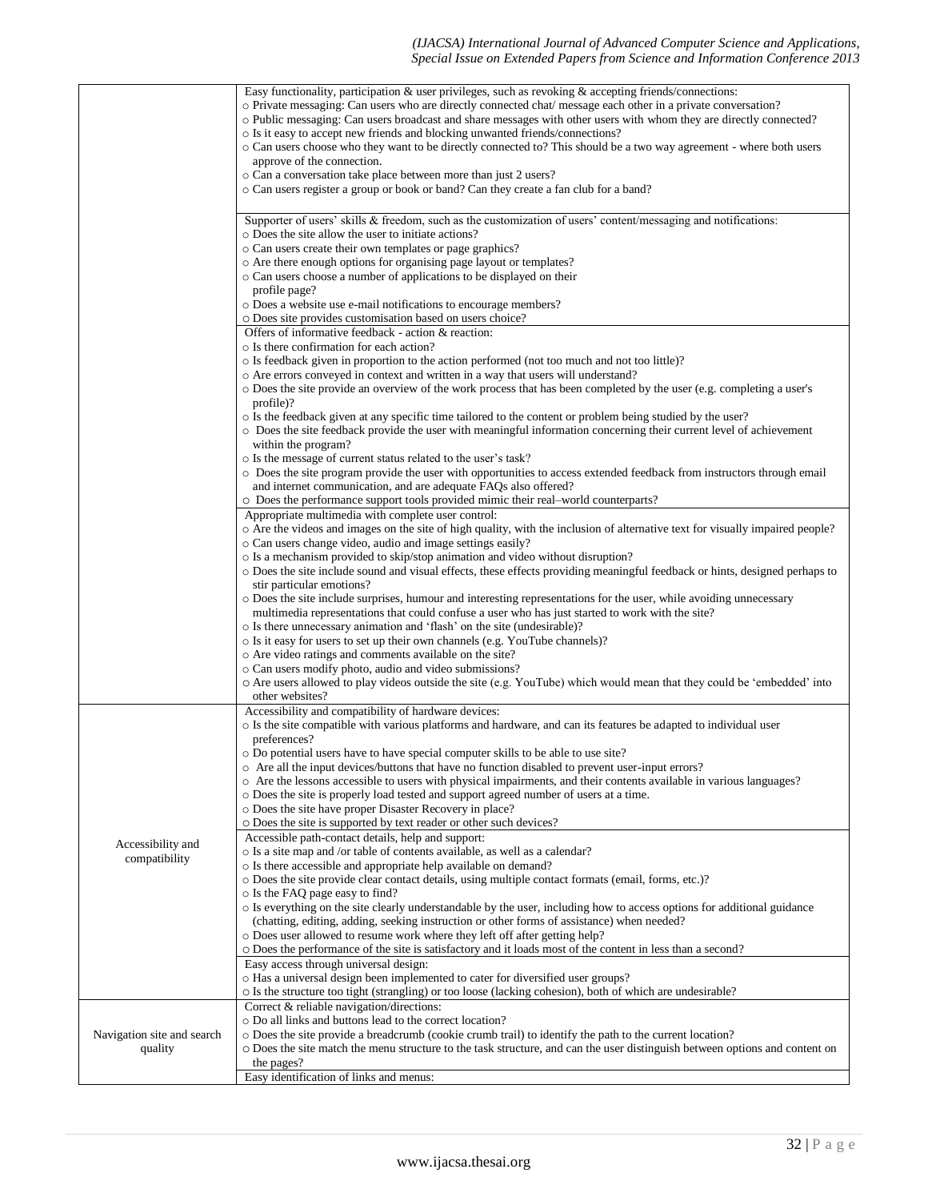| | |
|---|---|
| | Easy functionality, participation & user privileges, such as revoking & accepting friends/connections:<br>○ Private messaging: Can users who are directly connected chat/ message each other in a private conversation?<br>○ Public messaging: Can users broadcast and share messages with other users with whom they are directly connected?<br>○ Is it easy to accept new friends and blocking unwanted friends/connections?<br>○ Can users choose who they want to be directly connected to? This should be a two way agreement - where both users approve of the connection.<br>○ Can a conversation take place between more than just 2 users?<br>○ Can users register a group or book or band? Can they create a fan club for a band? |
| | Supporter of users' skills & freedom, such as the customization of users' content/messaging and notifications:<br>○ Does the site allow the user to initiate actions?<br>○ Can users create their own templates or page graphics?<br>○ Are there enough options for organising page layout or templates?<br>○ Can users choose a number of applications to be displayed on their profile page?<br>○ Does a website use e-mail notifications to encourage members?<br>○ Does site provides customisation based on users choice? |
| | Offers of informative feedback - action & reaction:<br>○ Is there confirmation for each action?<br>○ Is feedback given in proportion to the action performed (not too much and not too little)?<br>○ Are errors conveyed in context and written in a way that users will understand?<br>○ Does the site provide an overview of the work process that has been completed by the user (e.g. completing a user's profile)?<br>○ Is the feedback given at any specific time tailored to the content or problem being studied by the user?<br>○ Does the site feedback provide the user with meaningful information concerning their current level of achievement within the program?<br>○ Is the message of current status related to the user's task?<br>○ Does the site program provide the user with opportunities to access extended feedback from instructors through email and internet communication, and are adequate FAQs also offered?<br>○ Does the performance support tools provided mimic their real–world counterparts? |
| | Appropriate multimedia with complete user control:<br>○ Are the videos and images on the site of high quality, with the inclusion of alternative text for visually impaired people?<br>○ Can users change video, audio and image settings easily?<br>○ Is a mechanism provided to skip/stop animation and video without disruption?<br>○ Does the site include sound and visual effects, these effects providing meaningful feedback or hints, designed perhaps to stir particular emotions?<br>○ Does the site include surprises, humour and interesting representations for the user, while avoiding unnecessary multimedia representations that could confuse a user who has just started to work with the site?<br>○ Is there unnecessary animation and 'flash' on the site (undesirable)?<br>○ Is it easy for users to set up their own channels (e.g. YouTube channels)?<br>○ Are video ratings and comments available on the site?<br>○ Can users modify photo, audio and video submissions?<br>○ Are users allowed to play videos outside the site (e.g. YouTube) which would mean that they could be 'embedded' into other websites? |
| Accessibility and compatibility | Accessibility and compatibility of hardware devices:<br>○ Is the site compatible with various platforms and hardware, and can its features be adapted to individual user preferences?<br>○ Do potential users have to have special computer skills to be able to use site?<br>○ Are all the input devices/buttons that have no function disabled to prevent user-input errors?<br>○ Are the lessons accessible to users with physical impairments, and their contents available in various languages?<br>○ Does the site is properly load tested and support agreed number of users at a time.<br>○ Does the site have proper Disaster Recovery in place?<br>○ Does the site is supported by text reader or other such devices? |
| | Accessible path-contact details, help and support:<br>○ Is a site map and /or table of contents available, as well as a calendar?<br>○ Is there accessible and appropriate help available on demand?<br>○ Does the site provide clear contact details, using multiple contact formats (email, forms, etc.)?<br>○ Is the FAQ page easy to find?<br>○ Is everything on the site clearly understandable by the user, including how to access options for additional guidance (chatting, editing, adding, seeking instruction or other forms of assistance) when needed?<br>○ Does user allowed to resume work where they left off after getting help?<br>○ Does the performance of the site is satisfactory and it loads most of the content in less than a second? |
| | Easy access through universal design:<br>○ Has a universal design been implemented to cater for diversified user groups?<br>○ Is the structure too tight (strangling) or too loose (lacking cohesion), both of which are undesirable? |
| Navigation site and search quality | Correct & reliable navigation/directions:<br>○ Do all links and buttons lead to the correct location?<br>○ Does the site provide a breadcrumb (cookie crumb trail) to identify the path to the current location?<br>○ Does the site match the menu structure to the task structure, and can the user distinguish between options and content on the pages? |
| | Easy identification of links and menus: |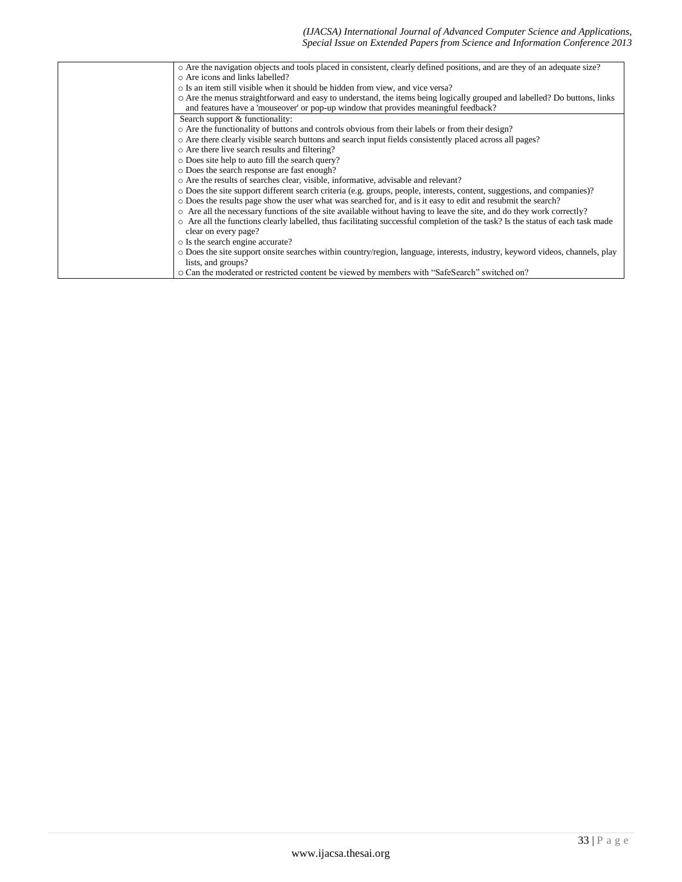| | |
|---|---|
| | ○ Are the navigation objects and tools placed in consistent, clearly defined positions, and are they of an adequate size?<br>○ Are icons and links labelled?<br>○ Is an item still visible when it should be hidden from view, and vice versa?<br>○ Are the menus straightforward and easy to understand, the items being logically grouped and labelled? Do buttons, links and features have a 'mouseover' or pop-up window that provides meaningful feedback? |
| | Search support & functionality:<br>○ Are the functionality of buttons and controls obvious from their labels or from their design?<br>○ Are there clearly visible search buttons and search input fields consistently placed across all pages?<br>○ Are there live search results and filtering?<br>○ Does site help to auto fill the search query?<br>○ Does the search response are fast enough?<br>○ Are the results of searches clear, visible, informative, advisable and relevant?<br>○ Does the site support different search criteria (e.g. groups, people, interests, content, suggestions, and companies)?<br>○ Does the results page show the user what was searched for, and is it easy to edit and resubmit the search?<br>○ Are all the necessary functions of the site available without having to leave the site, and do they work correctly?<br>○ Are all the functions clearly labelled, thus facilitating successful completion of the task? Is the status of each task made clear on every page?<br>○ Is the search engine accurate?<br>○ Does the site support onsite searches within country/region, language, interests, industry, keyword videos, channels, play lists, and groups?<br>○ Can the moderated or restricted content be viewed by members with "SafeSearch" switched on? |